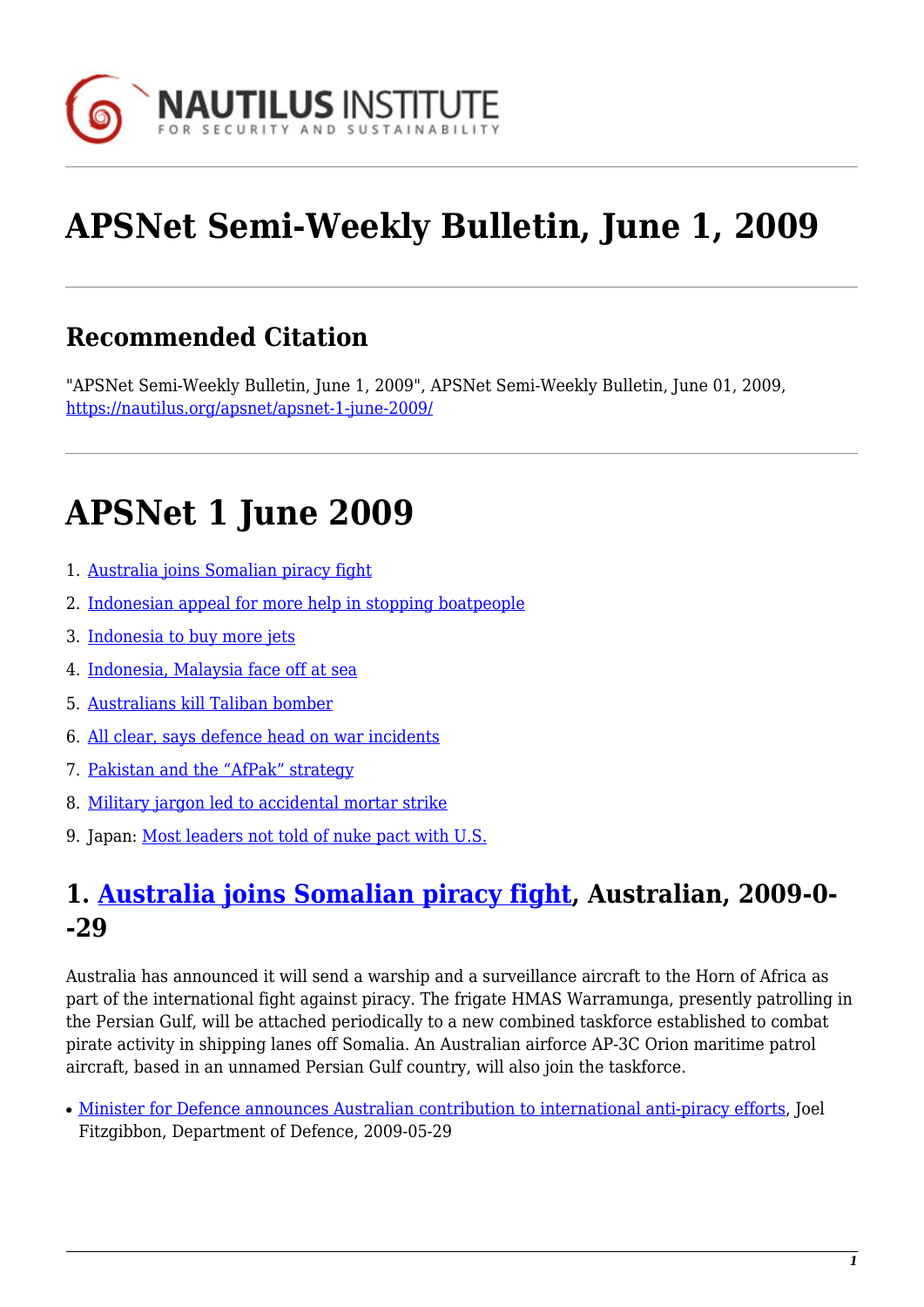# APSNet Semi-Weekly Bulletin, June 1, 2009

## Recommended Citation

"APSNet Semi-Weekly Bulletin, June 1, 2009", APSNet Semi-Weekly Bulletin, June 01, 2009, https://nautilus.org/apsnet/apsnet-1-june-2009/

# APSNet 1 June 2009

1. Australia joins Somalian piracy fight
2. Indonesian appeal for more help in stopping boatpeople
3. Indonesia to buy more jets
4. Indonesia, Malaysia face off at sea
5. Australians kill Taliban bomber
6. All clear, says defence head on war incidents
7. Pakistan and the "AfPak" strategy
8. Military jargon led to accidental mortar strike
9. Japan: Most leaders not told of nuke pact with U.S.

## 1. Australia joins Somalian piracy fight, Australian, 2009-0--29

Australia has announced it will send a warship and a surveillance aircraft to the Horn of Africa as part of the international fight against piracy. The frigate HMAS Warramunga, presently patrolling in the Persian Gulf, will be attached periodically to a new combined taskforce established to combat pirate activity in shipping lanes off Somalia. An Australian airforce AP-3C Orion maritime patrol aircraft, based in an unnamed Persian Gulf country, will also join the taskforce.

- Minister for Defence announces Australian contribution to international anti-piracy efforts, Joel Fitzgibbon, Department of Defence, 2009-05-29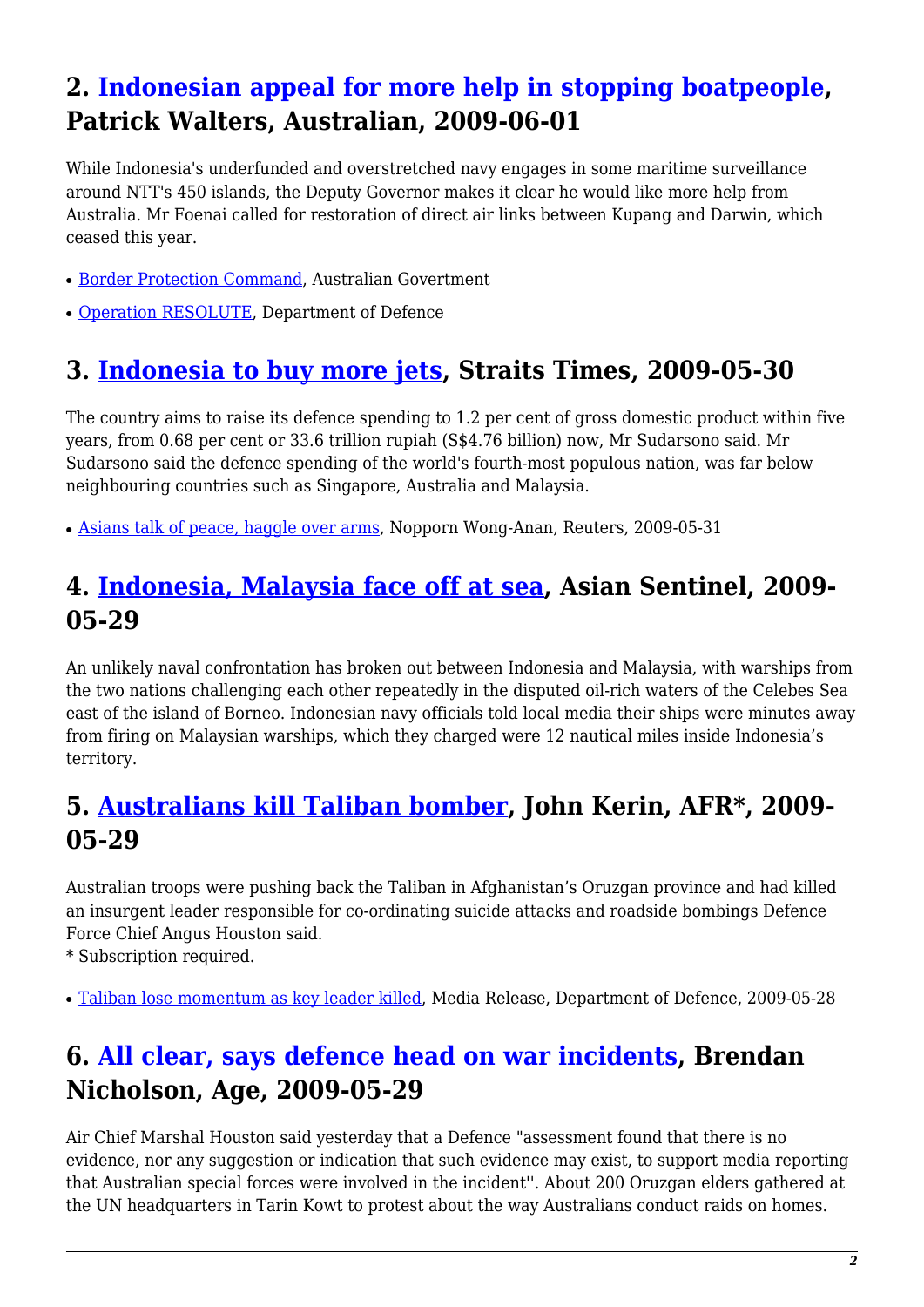## 2. Indonesian appeal for more help in stopping boatpeople, Patrick Walters, Australian, 2009-06-01

While Indonesia's underfunded and overstretched navy engages in some maritime surveillance around NTT's 450 islands, the Deputy Governor makes it clear he would like more help from Australia. Mr Foenai called for restoration of direct air links between Kupang and Darwin, which ceased this year.

- Border Protection Command, Australian Govertment
- Operation RESOLUTE, Department of Defence

## 3. Indonesia to buy more jets, Straits Times, 2009-05-30

The country aims to raise its defence spending to 1.2 per cent of gross domestic product within five years, from 0.68 per cent or 33.6 trillion rupiah (S$4.76 billion) now, Mr Sudarsono said. Mr Sudarsono said the defence spending of the world's fourth-most populous nation, was far below neighbouring countries such as Singapore, Australia and Malaysia.

- Asians talk of peace, haggle over arms, Nopporn Wong-Anan, Reuters, 2009-05-31

## 4. Indonesia, Malaysia face off at sea, Asian Sentinel, 2009-05-29

An unlikely naval confrontation has broken out between Indonesia and Malaysia, with warships from the two nations challenging each other repeatedly in the disputed oil-rich waters of the Celebes Sea east of the island of Borneo. Indonesian navy officials told local media their ships were minutes away from firing on Malaysian warships, which they charged were 12 nautical miles inside Indonesia's territory.

## 5. Australians kill Taliban bomber, John Kerin, AFR*, 2009-05-29

Australian troops were pushing back the Taliban in Afghanistan's Oruzgan province and had killed an insurgent leader responsible for co-ordinating suicide attacks and roadside bombings Defence Force Chief Angus Houston said.
* Subscription required.

- Taliban lose momentum as key leader killed, Media Release, Department of Defence, 2009-05-28

## 6. All clear, says defence head on war incidents, Brendan Nicholson, Age, 2009-05-29

Air Chief Marshal Houston said yesterday that a Defence "assessment found that there is no evidence, nor any suggestion or indication that such evidence may exist, to support media reporting that Australian special forces were involved in the incident''. About 200 Oruzgan elders gathered at the UN headquarters in Tarin Kowt to protest about the way Australians conduct raids on homes.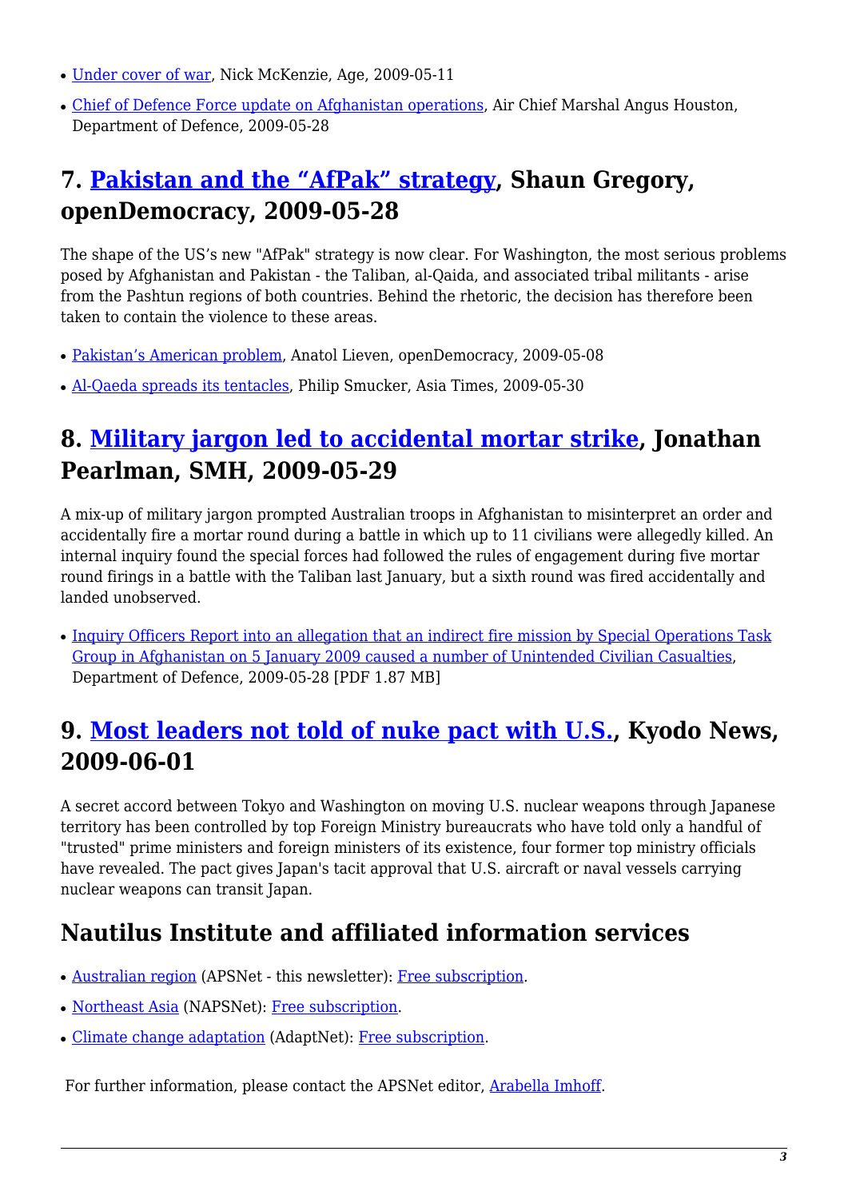- Under cover of war, Nick McKenzie, Age, 2009-05-11
- Chief of Defence Force update on Afghanistan operations, Air Chief Marshal Angus Houston, Department of Defence, 2009-05-28

## 7. Pakistan and the “AfPak” strategy, Shaun Gregory, openDemocracy, 2009-05-28

The shape of the US’s new "AfPak" strategy is now clear. For Washington, the most serious problems posed by Afghanistan and Pakistan - the Taliban, al-Qaida, and associated tribal militants - arise from the Pashtun regions of both countries. Behind the rhetoric, the decision has therefore been taken to contain the violence to these areas.

- Pakistan’s American problem, Anatol Lieven, openDemocracy, 2009-05-08
- Al-Qaeda spreads its tentacles, Philip Smucker, Asia Times, 2009-05-30

## 8. Military jargon led to accidental mortar strike, Jonathan Pearlman, SMH, 2009-05-29

A mix-up of military jargon prompted Australian troops in Afghanistan to misinterpret an order and accidentally fire a mortar round during a battle in which up to 11 civilians were allegedly killed. An internal inquiry found the special forces had followed the rules of engagement during five mortar round firings in a battle with the Taliban last January, but a sixth round was fired accidentally and landed unobserved.

- Inquiry Officers Report into an allegation that an indirect fire mission by Special Operations Task Group in Afghanistan on 5 January 2009 caused a number of Unintended Civilian Casualties, Department of Defence, 2009-05-28 [PDF 1.87 MB]

## 9. Most leaders not told of nuke pact with U.S., Kyodo News, 2009-06-01

A secret accord between Tokyo and Washington on moving U.S. nuclear weapons through Japanese territory has been controlled by top Foreign Ministry bureaucrats who have told only a handful of "trusted" prime ministers and foreign ministers of its existence, four former top ministry officials have revealed. The pact gives Japan's tacit approval that U.S. aircraft or naval vessels carrying nuclear weapons can transit Japan.

## Nautilus Institute and affiliated information services

- Australian region (APSNet - this newsletter): Free subscription.
- Northeast Asia (NAPSNet): Free subscription.
- Climate change adaptation (AdaptNet): Free subscription.

For further information, please contact the APSNet editor, Arabella Imhoff.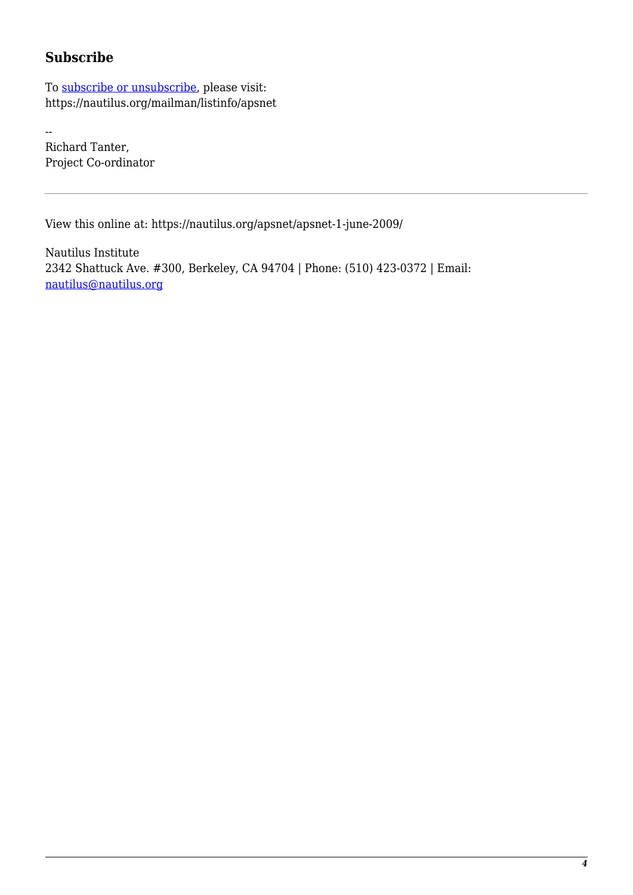## Subscribe

To subscribe or unsubscribe, please visit:
https://nautilus.org/mailman/listinfo/apsnet

--
Richard Tanter,
Project Co-ordinator

---

View this online at: https://nautilus.org/apsnet/apsnet-1-june-2009/

Nautilus Institute
2342 Shattuck Ave. #300, Berkeley, CA 94704 | Phone: (510) 423-0372 | Email: nautilus@nautilus.org